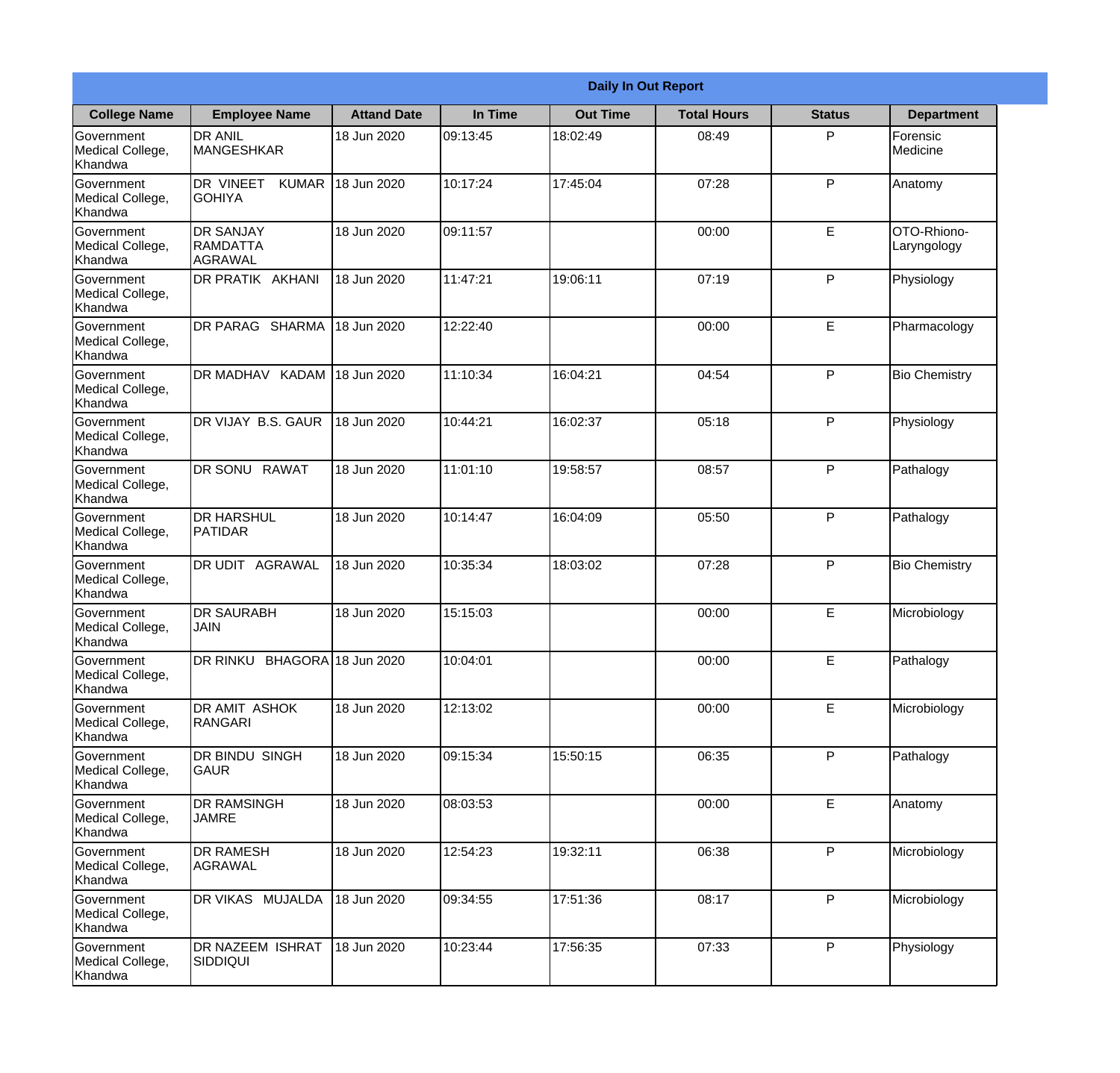# Daily In Out Report

| College Name | Employee Name | Attand Date | In Time | Out Time | Total Hours | Status | Department |
|---|---|---|---|---|---|---|---|
| Government Medical College, Khandwa | DR ANIL MANGESHKAR | 18 Jun 2020 | 09:13:45 | 18:02:49 | 08:49 | P | Forensic Medicine |
| Government Medical College, Khandwa | DR VINEET KUMAR GOHIYA | 18 Jun 2020 | 10:17:24 | 17:45:04 | 07:28 | P | Anatomy |
| Government Medical College, Khandwa | DR SANJAY RAMDATTA AGRAWAL | 18 Jun 2020 | 09:11:57 | | 00:00 | E | OTO-Rhiono-Laryngology |
| Government Medical College, Khandwa | DR PRATIK AKHANI | 18 Jun 2020 | 11:47:21 | 19:06:11 | 07:19 | P | Physiology |
| Government Medical College, Khandwa | DR PARAG SHARMA | 18 Jun 2020 | 12:22:40 | | 00:00 | E | Pharmacology |
| Government Medical College, Khandwa | DR MADHAV KADAM | 18 Jun 2020 | 11:10:34 | 16:04:21 | 04:54 | P | Bio Chemistry |
| Government Medical College, Khandwa | DR VIJAY B.S. GAUR | 18 Jun 2020 | 10:44:21 | 16:02:37 | 05:18 | P | Physiology |
| Government Medical College, Khandwa | DR SONU RAWAT | 18 Jun 2020 | 11:01:10 | 19:58:57 | 08:57 | P | Pathalogy |
| Government Medical College, Khandwa | DR HARSHUL PATIDAR | 18 Jun 2020 | 10:14:47 | 16:04:09 | 05:50 | P | Pathalogy |
| Government Medical College, Khandwa | DR UDIT AGRAWAL | 18 Jun 2020 | 10:35:34 | 18:03:02 | 07:28 | P | Bio Chemistry |
| Government Medical College, Khandwa | DR SAURABH JAIN | 18 Jun 2020 | 15:15:03 | | 00:00 | E | Microbiology |
| Government Medical College, Khandwa | DR RINKU BHAGORA | 18 Jun 2020 | 10:04:01 | | 00:00 | E | Pathalogy |
| Government Medical College, Khandwa | DR AMIT ASHOK RANGARI | 18 Jun 2020 | 12:13:02 | | 00:00 | E | Microbiology |
| Government Medical College, Khandwa | DR BINDU SINGH GAUR | 18 Jun 2020 | 09:15:34 | 15:50:15 | 06:35 | P | Pathalogy |
| Government Medical College, Khandwa | DR RAMSINGH JAMRE | 18 Jun 2020 | 08:03:53 | | 00:00 | E | Anatomy |
| Government Medical College, Khandwa | DR RAMESH AGRAWAL | 18 Jun 2020 | 12:54:23 | 19:32:11 | 06:38 | P | Microbiology |
| Government Medical College, Khandwa | DR VIKAS MUJALDA | 18 Jun 2020 | 09:34:55 | 17:51:36 | 08:17 | P | Microbiology |
| Government Medical College, Khandwa | DR NAZEEM ISHRAT SIDDIQUI | 18 Jun 2020 | 10:23:44 | 17:56:35 | 07:33 | P | Physiology |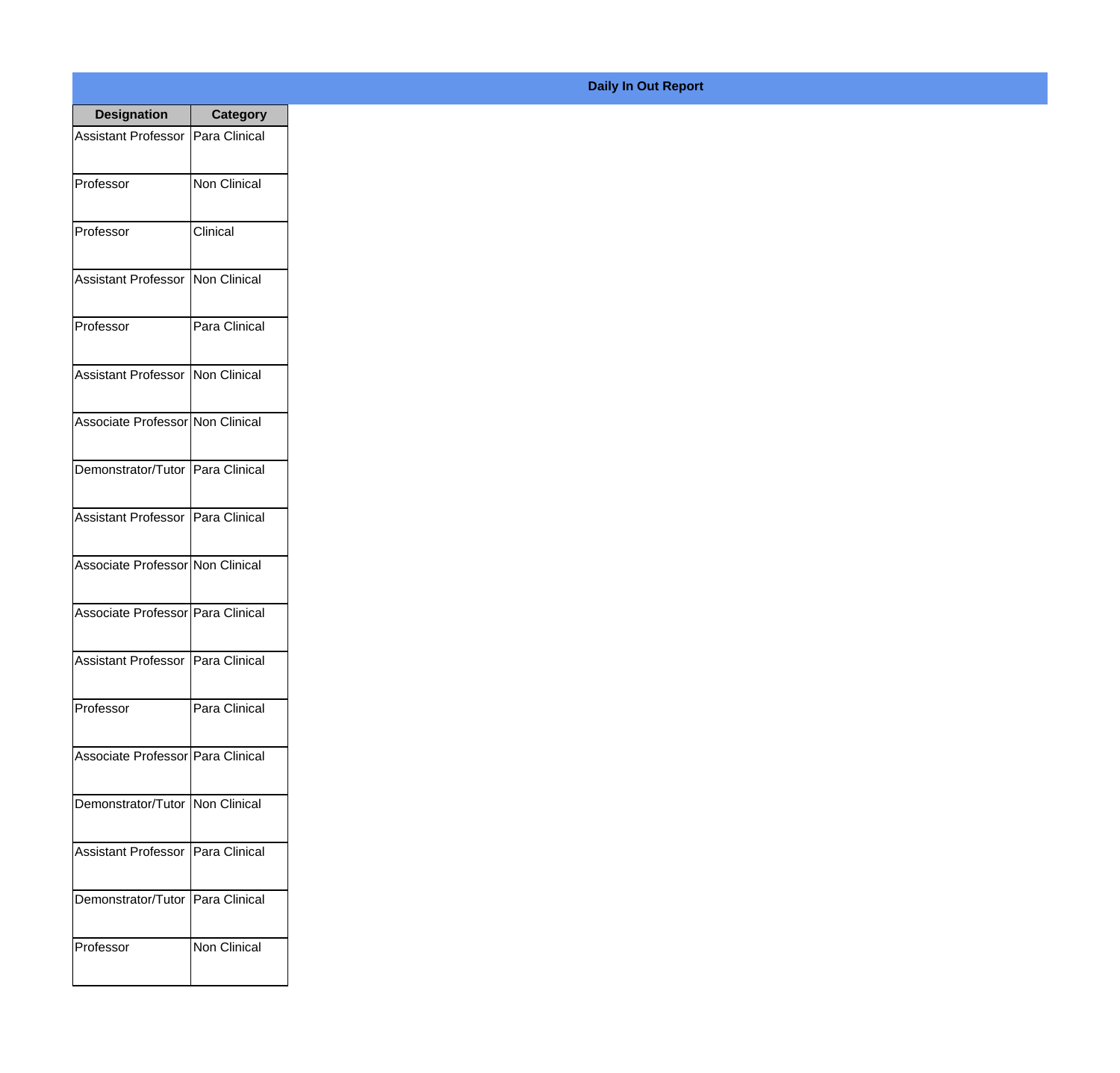**Daily In Out Report**

| Designation | Category |
|---|---|
| Assistant Professor | Para Clinical |
| Professor | Non Clinical |
| Professor | Clinical |
| Assistant Professor | Non Clinical |
| Professor | Para Clinical |
| Assistant Professor | Non Clinical |
| Associate Professor | Non Clinical |
| Demonstrator/Tutor | Para Clinical |
| Assistant Professor | Para Clinical |
| Associate Professor | Non Clinical |
| Associate Professor | Para Clinical |
| Assistant Professor | Para Clinical |
| Professor | Para Clinical |
| Associate Professor | Para Clinical |
| Demonstrator/Tutor | Non Clinical |
| Assistant Professor | Para Clinical |
| Demonstrator/Tutor | Para Clinical |
| Professor | Non Clinical |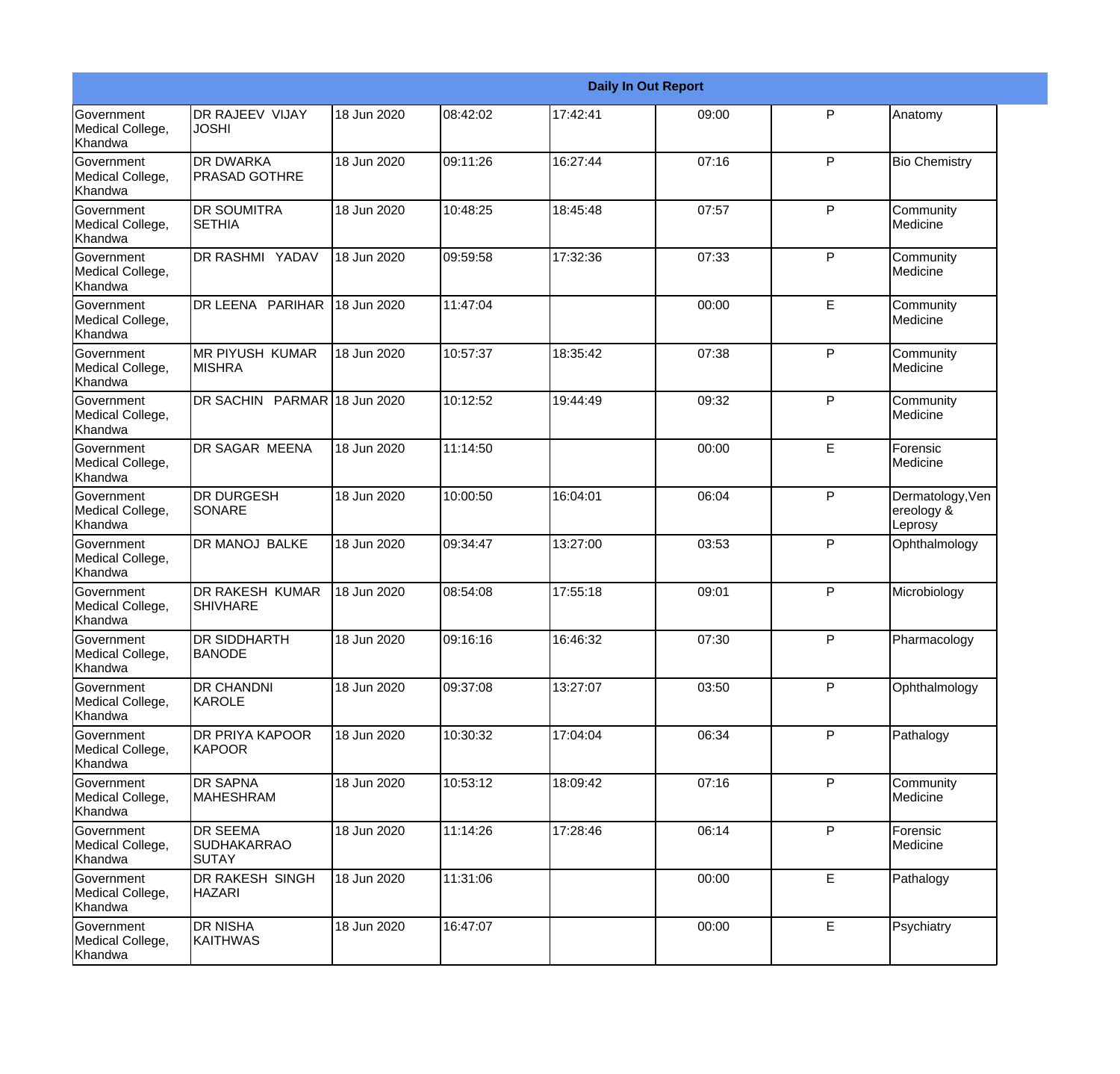| Daily In Out Report | | | | | | | |
|---|---|---|---|---|---|---|---|
| Government Medical College, Khandwa | DR RAJEEV VIJAY JOSHI | 18 Jun 2020 | 08:42:02 | 17:42:41 | 09:00 | P | Anatomy |
| Government Medical College, Khandwa | DR DWARKA PRASAD GOTHRE | 18 Jun 2020 | 09:11:26 | 16:27:44 | 07:16 | P | Bio Chemistry |
| Government Medical College, Khandwa | DR SOUMITRA SETHIA | 18 Jun 2020 | 10:48:25 | 18:45:48 | 07:57 | P | Community Medicine |
| Government Medical College, Khandwa | DR RASHMI YADAV | 18 Jun 2020 | 09:59:58 | 17:32:36 | 07:33 | P | Community Medicine |
| Government Medical College, Khandwa | DR LEENA PARIHAR | 18 Jun 2020 | 11:47:04 | | 00:00 | E | Community Medicine |
| Government Medical College, Khandwa | MR PIYUSH KUMAR MISHRA | 18 Jun 2020 | 10:57:37 | 18:35:42 | 07:38 | P | Community Medicine |
| Government Medical College, Khandwa | DR SACHIN PARMAR | 18 Jun 2020 | 10:12:52 | 19:44:49 | 09:32 | P | Community Medicine |
| Government Medical College, Khandwa | DR SAGAR MEENA | 18 Jun 2020 | 11:14:50 | | 00:00 | E | Forensic Medicine |
| Government Medical College, Khandwa | DR DURGESH SONARE | 18 Jun 2020 | 10:00:50 | 16:04:01 | 06:04 | P | Dermatology,Venereology & Leprosy |
| Government Medical College, Khandwa | DR MANOJ BALKE | 18 Jun 2020 | 09:34:47 | 13:27:00 | 03:53 | P | Ophthalmology |
| Government Medical College, Khandwa | DR RAKESH KUMAR SHIVHARE | 18 Jun 2020 | 08:54:08 | 17:55:18 | 09:01 | P | Microbiology |
| Government Medical College, Khandwa | DR SIDDHARTH BANODE | 18 Jun 2020 | 09:16:16 | 16:46:32 | 07:30 | P | Pharmacology |
| Government Medical College, Khandwa | DR CHANDNI KAROLE | 18 Jun 2020 | 09:37:08 | 13:27:07 | 03:50 | P | Ophthalmology |
| Government Medical College, Khandwa | DR PRIYA KAPOOR KAPOOR | 18 Jun 2020 | 10:30:32 | 17:04:04 | 06:34 | P | Pathalogy |
| Government Medical College, Khandwa | DR SAPNA MAHESHRAM | 18 Jun 2020 | 10:53:12 | 18:09:42 | 07:16 | P | Community Medicine |
| Government Medical College, Khandwa | DR SEEMA SUDHAKARRAO SUTAY | 18 Jun 2020 | 11:14:26 | 17:28:46 | 06:14 | P | Forensic Medicine |
| Government Medical College, Khandwa | DR RAKESH SINGH HAZARI | 18 Jun 2020 | 11:31:06 | | 00:00 | E | Pathalogy |
| Government Medical College, Khandwa | DR NISHA KAITHWAS | 18 Jun 2020 | 16:47:07 | | 00:00 | E | Psychiatry |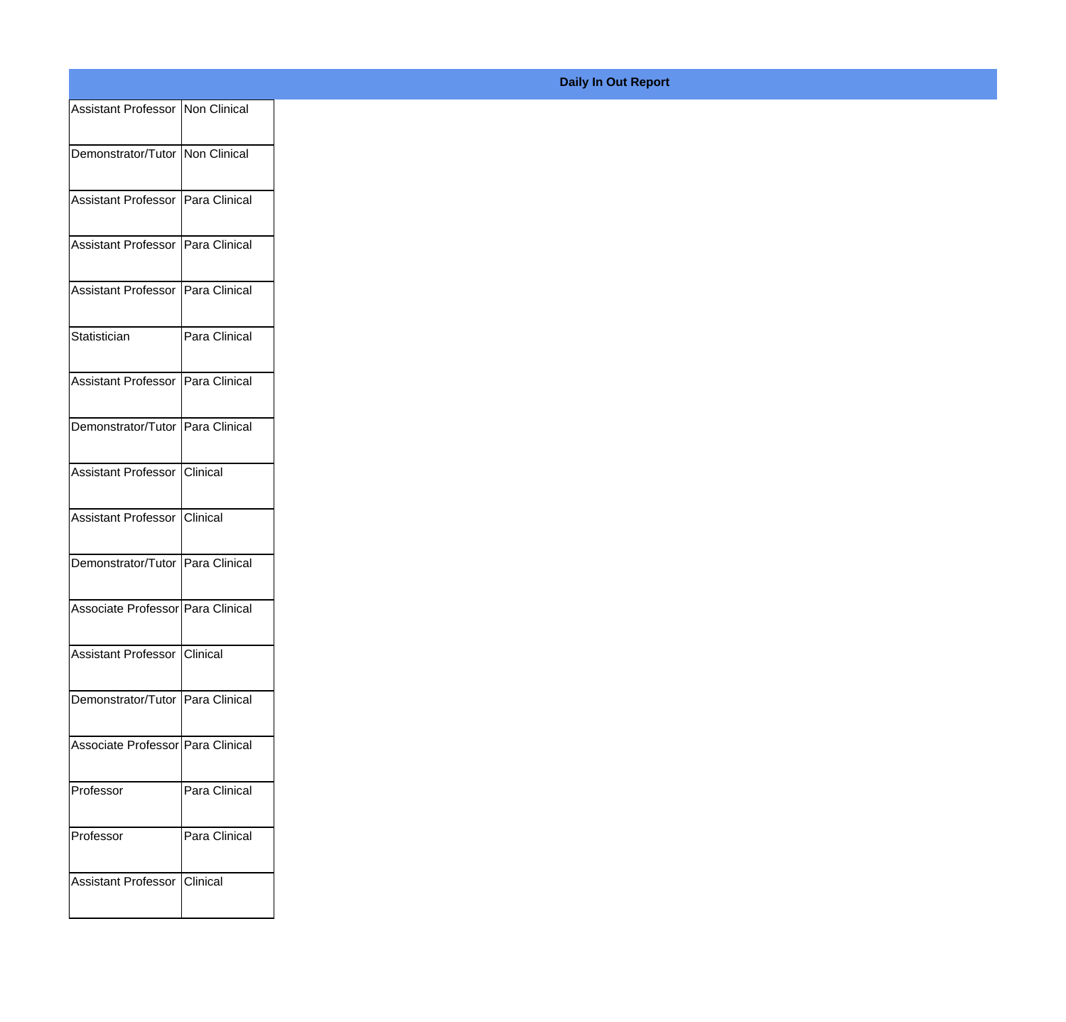**Daily In Out Report**

| | |
|---|---|
| Assistant Professor | Non Clinical |
| Demonstrator/Tutor | Non Clinical |
| Assistant Professor | Para Clinical |
| Assistant Professor | Para Clinical |
| Assistant Professor | Para Clinical |
| Statistician | Para Clinical |
| Assistant Professor | Para Clinical |
| Demonstrator/Tutor | Para Clinical |
| Assistant Professor | Clinical |
| Assistant Professor | Clinical |
| Demonstrator/Tutor | Para Clinical |
| Associate Professor | Para Clinical |
| Assistant Professor | Clinical |
| Demonstrator/Tutor | Para Clinical |
| Associate Professor | Para Clinical |
| Professor | Para Clinical |
| Professor | Para Clinical |
| Assistant Professor | Clinical |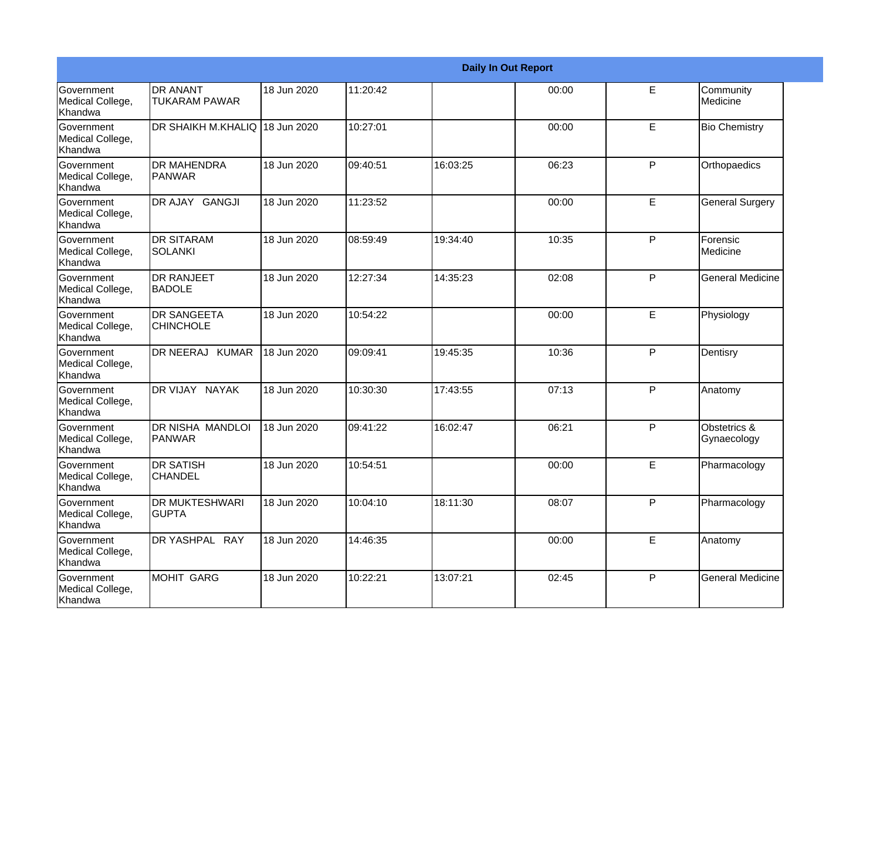**Daily In Out Report**

| | | | | | | | |
|---|---|---|---|---|---|---|---|
| Government Medical College, Khandwa | DR ANANT TUKARAM PAWAR | 18 Jun 2020 | 11:20:42 | | 00:00 | E | Community Medicine |
| Government Medical College, Khandwa | DR SHAIKH M.KHALIQ | 18 Jun 2020 | 10:27:01 | | 00:00 | E | Bio Chemistry |
| Government Medical College, Khandwa | DR MAHENDRA PANWAR | 18 Jun 2020 | 09:40:51 | 16:03:25 | 06:23 | P | Orthopaedics |
| Government Medical College, Khandwa | DR AJAY GANGJI | 18 Jun 2020 | 11:23:52 | | 00:00 | E | General Surgery |
| Government Medical College, Khandwa | DR SITARAM SOLANKI | 18 Jun 2020 | 08:59:49 | 19:34:40 | 10:35 | P | Forensic Medicine |
| Government Medical College, Khandwa | DR RANJEET BADOLE | 18 Jun 2020 | 12:27:34 | 14:35:23 | 02:08 | P | General Medicine |
| Government Medical College, Khandwa | DR SANGEETA CHINCHOLE | 18 Jun 2020 | 10:54:22 | | 00:00 | E | Physiology |
| Government Medical College, Khandwa | DR NEERAJ KUMAR | 18 Jun 2020 | 09:09:41 | 19:45:35 | 10:36 | P | Dentisry |
| Government Medical College, Khandwa | DR VIJAY NAYAK | 18 Jun 2020 | 10:30:30 | 17:43:55 | 07:13 | P | Anatomy |
| Government Medical College, Khandwa | DR NISHA MANDLOI PANWAR | 18 Jun 2020 | 09:41:22 | 16:02:47 | 06:21 | P | Obstetrics & Gynaecology |
| Government Medical College, Khandwa | DR SATISH CHANDEL | 18 Jun 2020 | 10:54:51 | | 00:00 | E | Pharmacology |
| Government Medical College, Khandwa | DR MUKTESHWARI GUPTA | 18 Jun 2020 | 10:04:10 | 18:11:30 | 08:07 | P | Pharmacology |
| Government Medical College, Khandwa | DR YASHPAL RAY | 18 Jun 2020 | 14:46:35 | | 00:00 | E | Anatomy |
| Government Medical College, Khandwa | MOHIT GARG | 18 Jun 2020 | 10:22:21 | 13:07:21 | 02:45 | P | General Medicine |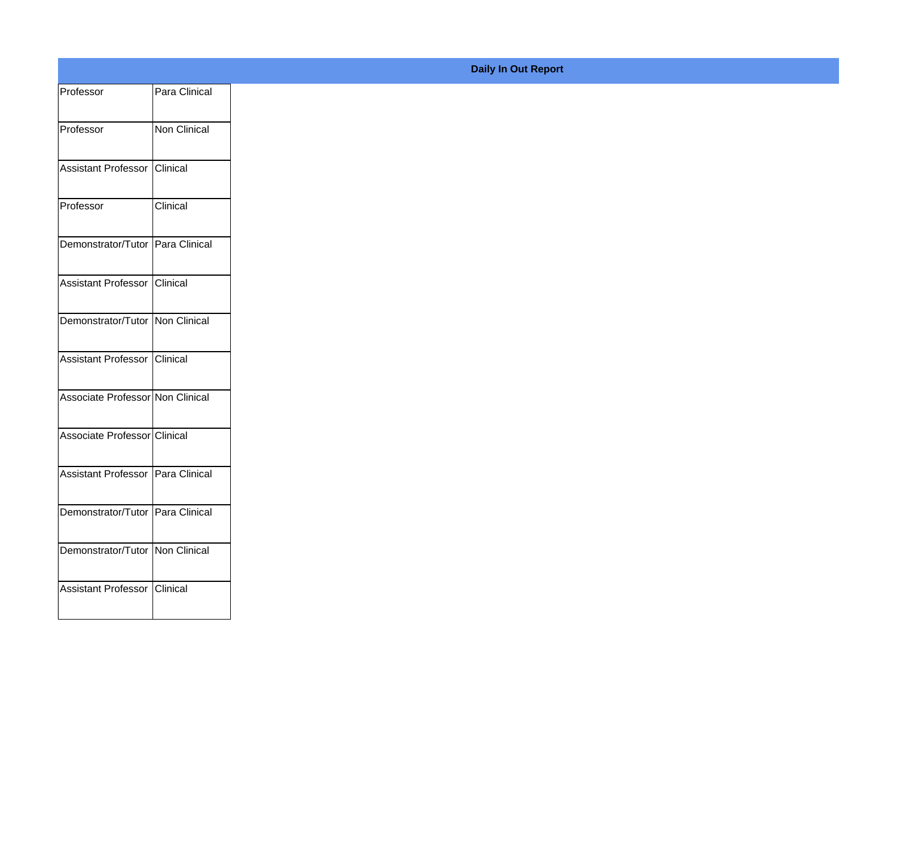**Daily In Out Report**

| | |
|---|---|
| Professor | Para Clinical |
| Professor | Non Clinical |
| Assistant Professor | Clinical |
| Professor | Clinical |
| Demonstrator/Tutor | Para Clinical |
| Assistant Professor | Clinical |
| Demonstrator/Tutor | Non Clinical |
| Assistant Professor | Clinical |
| Associate Professor | Non Clinical |
| Associate Professor | Clinical |
| Assistant Professor | Para Clinical |
| Demonstrator/Tutor | Para Clinical |
| Demonstrator/Tutor | Non Clinical |
| Assistant Professor | Clinical |